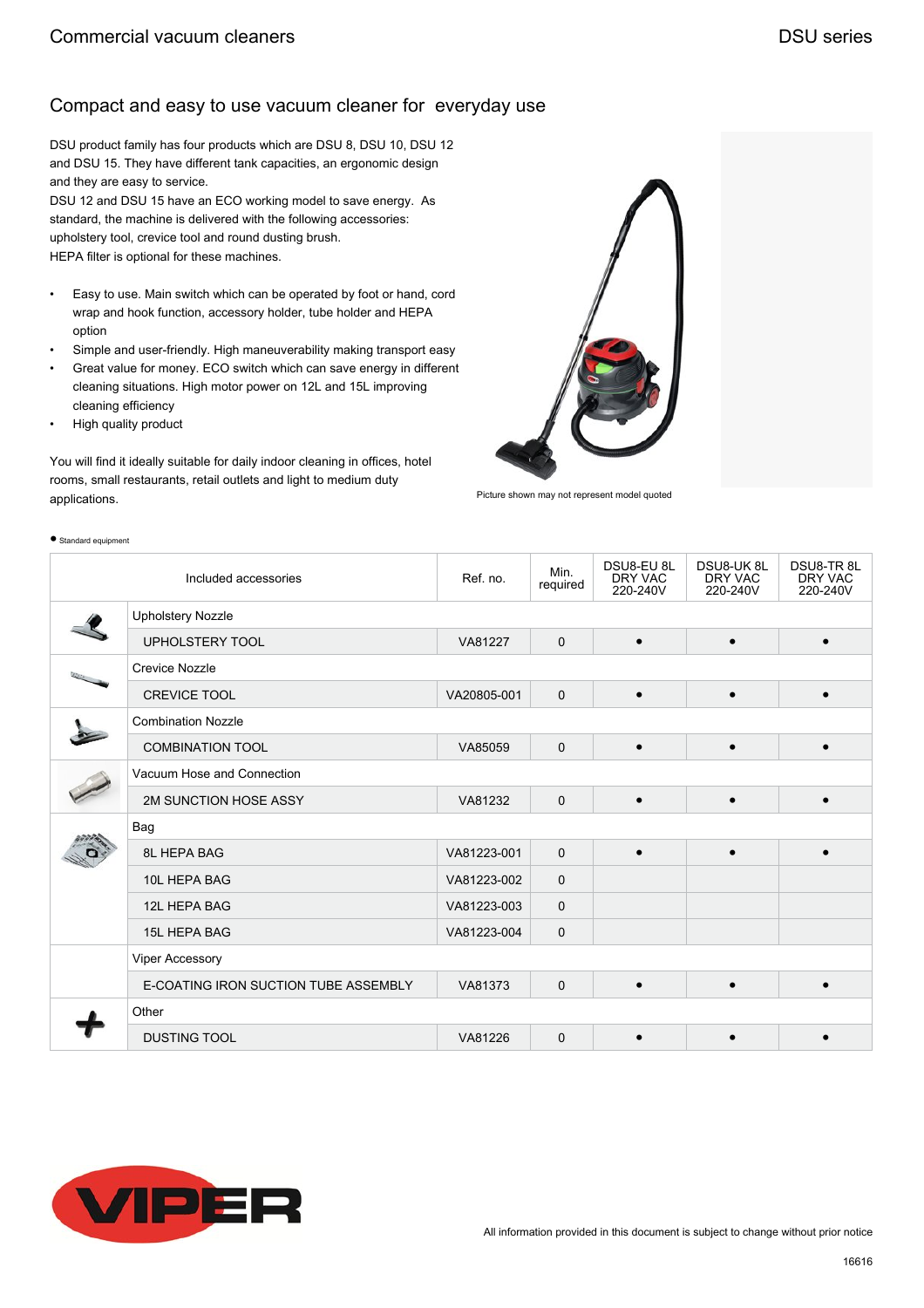Commercial vacuum cleaners

DSU series

## Compact and easy to use vacuum cleaner for everyday use

DSU product family has four products which are DSU 8, DSU 10, DSU 12 and DSU 15. They have different tank capacities, an ergonomic design and they are easy to service.
DSU 12 and DSU 15 have an ECO working model to save energy. As standard, the machine is delivered with the following accessories: upholstery tool, crevice tool and round dusting brush.
HEPA filter is optional for these machines.

- Easy to use. Main switch which can be operated by foot or hand, cord wrap and hook function, accessory holder, tube holder and HEPA option
- Simple and user-friendly. High maneuverability making transport easy
- Great value for money. ECO switch which can save energy in different cleaning situations. High motor power on 12L and 15L improving cleaning efficiency
- High quality product

You will find it ideally suitable for daily indoor cleaning in offices, hotel rooms, small restaurants, retail outlets and light to medium duty applications.

Picture shown may not represent model quoted

● Standard equipment

| Included accessories | Ref. no. | Min. required | DSU8-EU 8L DRY VAC 220-240V | DSU8-UK 8L DRY VAC 220-240V | DSU8-TR 8L DRY VAC 220-240V |
|---|---|---|---|---|---|
| **Upholstery Nozzle** | | | | | |
| UPHOLSTERY TOOL | VA81227 | 0 | ● | ● | ● |
| **Crevice Nozzle** | | | | | |
| CREVICE TOOL | VA20805-001 | 0 | ● | ● | ● |
| **Combination Nozzle** | | | | | |
| COMBINATION TOOL | VA85059 | 0 | ● | ● | ● |
| **Vacuum Hose and Connection** | | | | | |
| 2M SUNCTION HOSE ASSY | VA81232 | 0 | ● | ● | ● |
| **Bag** | | | | | |
| 8L HEPA BAG | VA81223-001 | 0 | ● | ● | ● |
| 10L HEPA BAG | VA81223-002 | 0 | | | |
| 12L HEPA BAG | VA81223-003 | 0 | | | |
| 15L HEPA BAG | VA81223-004 | 0 | | | |
| **Viper Accessory** | | | | | |
| E-COATING IRON SUCTION TUBE ASSEMBLY | VA81373 | 0 | ● | ● | ● |
| **Other** | | | | | |
| DUSTING TOOL | VA81226 | 0 | ● | ● | ● |

All information provided in this document is subject to change without prior notice

16616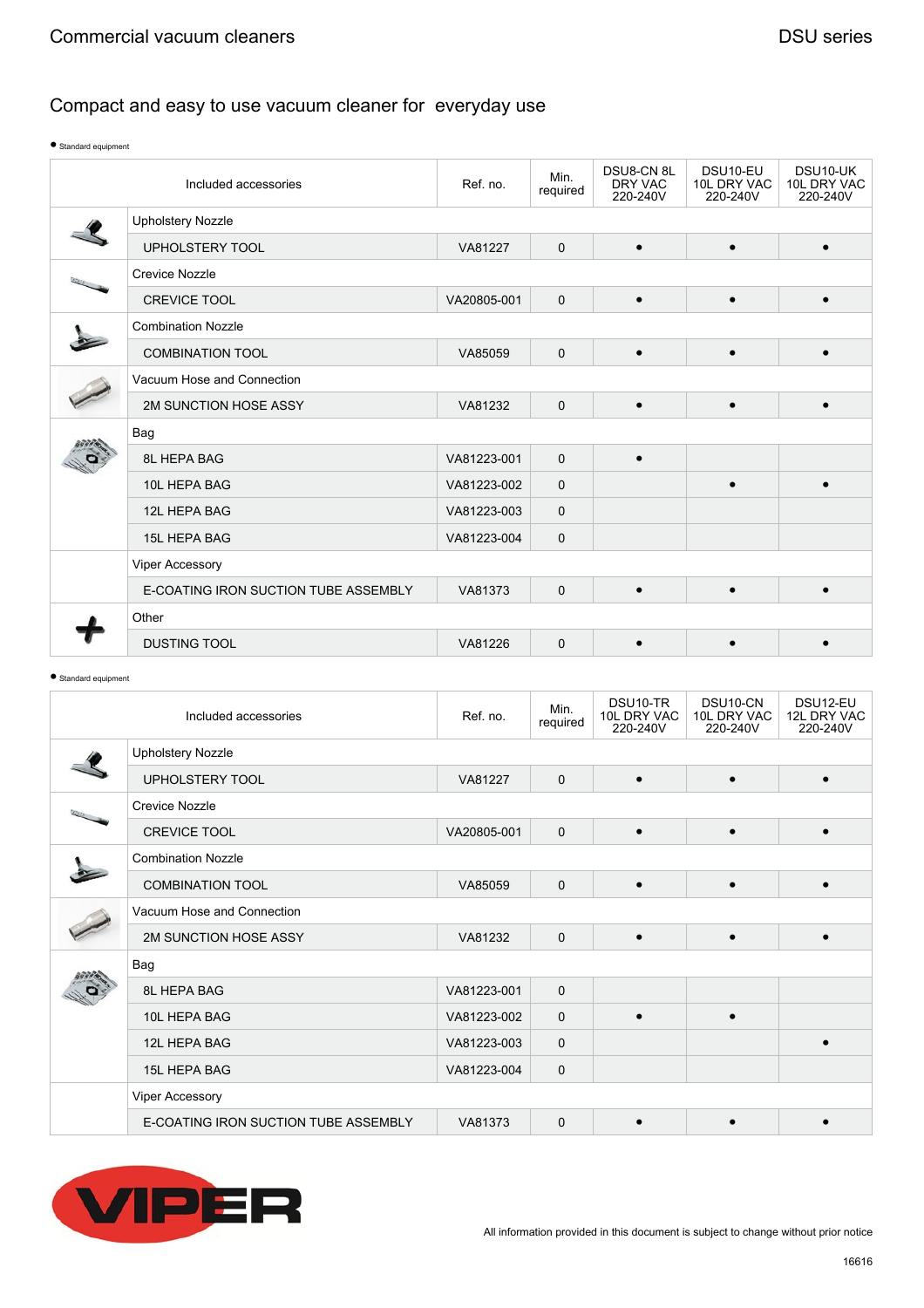## Compact and easy to use vacuum cleaner for everyday use

● Standard equipment

| Included accessories | Ref. no. | Min. required | DSU8-CN 8L DRY VAC 220-240V | DSU10-EU 10L DRY VAC 220-240V | DSU10-UK 10L DRY VAC 220-240V |
|---|---|---|---|---|---|
| **Upholstery Nozzle** | | | | | |
| UPHOLSTERY TOOL | VA81227 | 0 | ● | ● | ● |
| **Crevice Nozzle** | | | | | |
| CREVICE TOOL | VA20805-001 | 0 | ● | ● | ● |
| **Combination Nozzle** | | | | | |
| COMBINATION TOOL | VA85059 | 0 | ● | ● | ● |
| **Vacuum Hose and Connection** | | | | | |
| 2M SUNCTION HOSE ASSY | VA81232 | 0 | ● | ● | ● |
| **Bag** | | | | | |
| 8L HEPA BAG | VA81223-001 | 0 | ● | | |
| 10L HEPA BAG | VA81223-002 | 0 | | ● | ● |
| 12L HEPA BAG | VA81223-003 | 0 | | | |
| 15L HEPA BAG | VA81223-004 | 0 | | | |
| **Viper Accessory** | | | | | |
| E-COATING IRON SUCTION TUBE ASSEMBLY | VA81373 | 0 | ● | ● | ● |
| **Other** | | | | | |
| DUSTING TOOL | VA81226 | 0 | ● | ● | ● |

● Standard equipment

| Included accessories | Ref. no. | Min. required | DSU10-TR 10L DRY VAC 220-240V | DSU10-CN 10L DRY VAC 220-240V | DSU12-EU 12L DRY VAC 220-240V |
|---|---|---|---|---|---|
| **Upholstery Nozzle** | | | | | |
| UPHOLSTERY TOOL | VA81227 | 0 | ● | ● | ● |
| **Crevice Nozzle** | | | | | |
| CREVICE TOOL | VA20805-001 | 0 | ● | ● | ● |
| **Combination Nozzle** | | | | | |
| COMBINATION TOOL | VA85059 | 0 | ● | ● | ● |
| **Vacuum Hose and Connection** | | | | | |
| 2M SUNCTION HOSE ASSY | VA81232 | 0 | ● | ● | ● |
| **Bag** | | | | | |
| 8L HEPA BAG | VA81223-001 | 0 | | | |
| 10L HEPA BAG | VA81223-002 | 0 | ● | ● | |
| 12L HEPA BAG | VA81223-003 | 0 | | | ● |
| 15L HEPA BAG | VA81223-004 | 0 | | | |
| **Viper Accessory** | | | | | |
| E-COATING IRON SUCTION TUBE ASSEMBLY | VA81373 | 0 | ● | ● | ● |

All information provided in this document is subject to change without prior notice

16616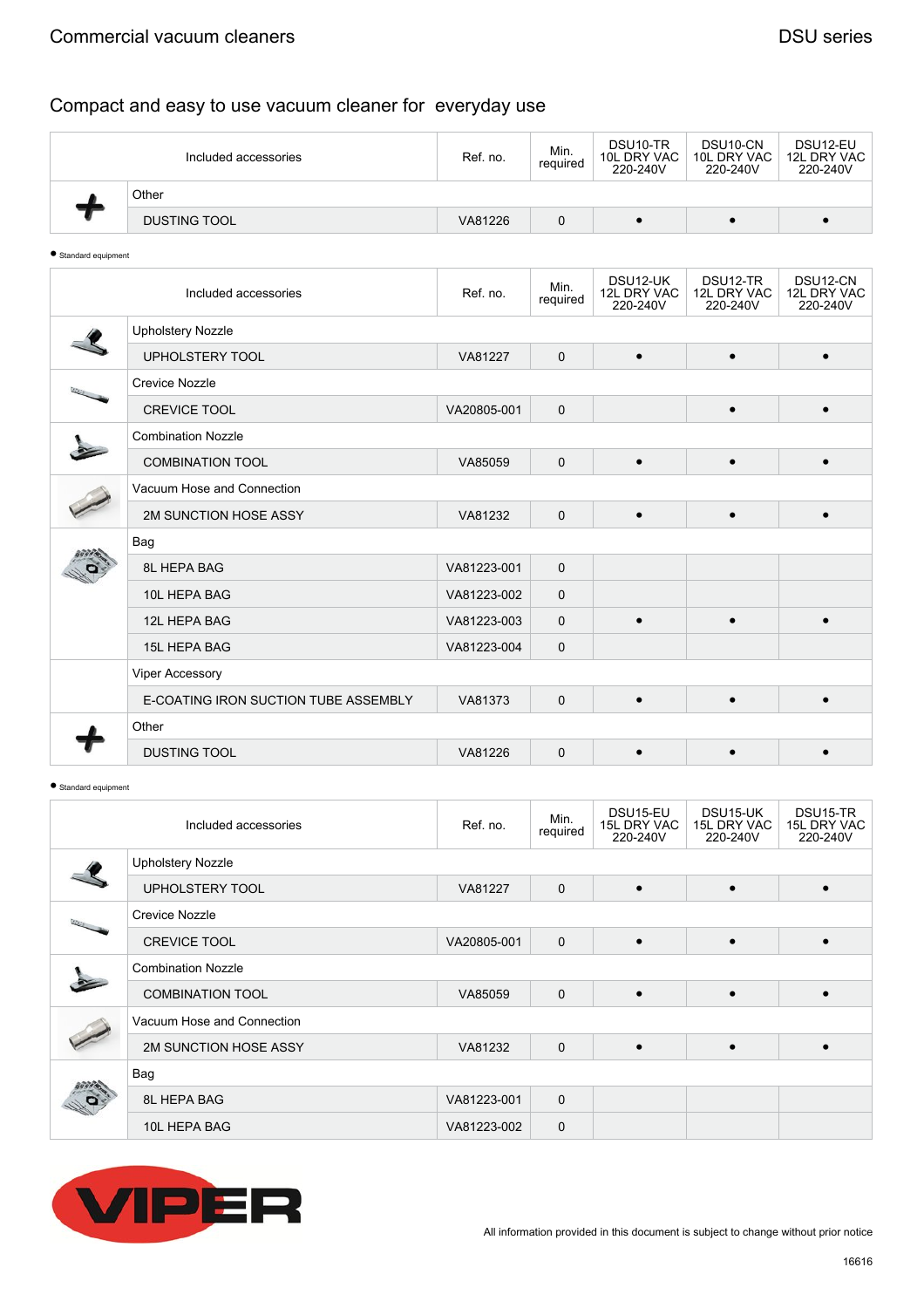## Compact and easy to use vacuum cleaner for everyday use

| Included accessories | | Ref. no. | Min. required | DSU10-TR 10L DRY VAC 220-240V | DSU10-CN 10L DRY VAC 220-240V | DSU12-EU 12L DRY VAC 220-240V |
|---|---|---|---|---|---|---|
| | Other | | | | | |
| | DUSTING TOOL | VA81226 | 0 | ● | ● | ● |

● Standard equipment

| Included accessories | | Ref. no. | Min. required | DSU12-UK 12L DRY VAC 220-240V | DSU12-TR 12L DRY VAC 220-240V | DSU12-CN 12L DRY VAC 220-240V |
|---|---|---|---|---|---|---|
| | Upholstery Nozzle | | | | | |
| | UPHOLSTERY TOOL | VA81227 | 0 | ● | ● | ● |
| | Crevice Nozzle | | | | | |
| | CREVICE TOOL | VA20805-001 | 0 | | ● | ● |
| | Combination Nozzle | | | | | |
| | COMBINATION TOOL | VA85059 | 0 | ● | ● | ● |
| | Vacuum Hose and Connection | | | | | |
| | 2M SUNCTION HOSE ASSY | VA81232 | 0 | ● | ● | ● |
| | Bag | | | | | |
| | 8L HEPA BAG | VA81223-001 | 0 | | | |
| | 10L HEPA BAG | VA81223-002 | 0 | | | |
| | 12L HEPA BAG | VA81223-003 | 0 | ● | ● | ● |
| | 15L HEPA BAG | VA81223-004 | 0 | | | |
| | Viper Accessory | | | | | |
| | E-COATING IRON SUCTION TUBE ASSEMBLY | VA81373 | 0 | ● | ● | ● |
| | Other | | | | | |
| | DUSTING TOOL | VA81226 | 0 | ● | ● | ● |

● Standard equipment

| Included accessories | | Ref. no. | Min. required | DSU15-EU 15L DRY VAC 220-240V | DSU15-UK 15L DRY VAC 220-240V | DSU15-TR 15L DRY VAC 220-240V |
|---|---|---|---|---|---|---|
| | Upholstery Nozzle | | | | | |
| | UPHOLSTERY TOOL | VA81227 | 0 | ● | ● | ● |
| | Crevice Nozzle | | | | | |
| | CREVICE TOOL | VA20805-001 | 0 | ● | ● | ● |
| | Combination Nozzle | | | | | |
| | COMBINATION TOOL | VA85059 | 0 | ● | ● | ● |
| | Vacuum Hose and Connection | | | | | |
| | 2M SUNCTION HOSE ASSY | VA81232 | 0 | ● | ● | ● |
| | Bag | | | | | |
| | 8L HEPA BAG | VA81223-001 | 0 | | | |
| | 10L HEPA BAG | VA81223-002 | 0 | | | |

All information provided in this document is subject to change without prior notice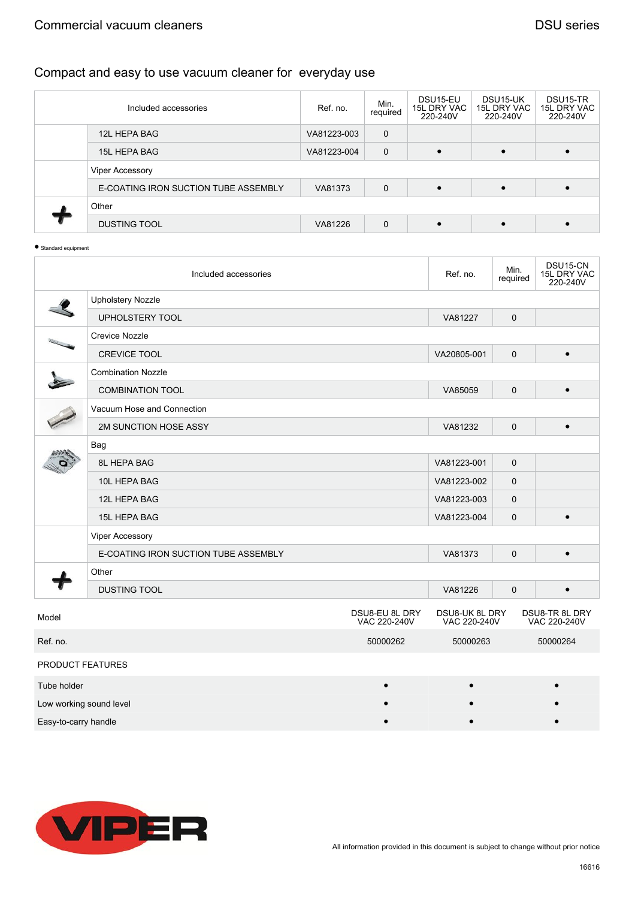## Compact and easy to use vacuum cleaner for everyday use

| Included accessories | | Ref. no. | Min. required | DSU15-EU 15L DRY VAC 220-240V | DSU15-UK 15L DRY VAC 220-240V | DSU15-TR 15L DRY VAC 220-240V |
|---|---|---|---|---|---|---|
| | 12L HEPA BAG | VA81223-003 | 0 | | | |
| | 15L HEPA BAG | VA81223-004 | 0 | • | • | • |
| Viper Accessory | | | | | | |
| | E-COATING IRON SUCTION TUBE ASSEMBLY | VA81373 | 0 | • | • | • |
| Other | | | | | | |
| | DUSTING TOOL | VA81226 | 0 | • | • | • |

● Standard equipment

| Included accessories | | Ref. no. | Min. required | DSU15-CN 15L DRY VAC 220-240V |
|---|---|---|---|---|
| Upholstery Nozzle | | | | |
| | UPHOLSTERY TOOL | VA81227 | 0 | |
| Crevice Nozzle | | | | |
| | CREVICE TOOL | VA20805-001 | 0 | • |
| Combination Nozzle | | | | |
| | COMBINATION TOOL | VA85059 | 0 | • |
| Vacuum Hose and Connection | | | | |
| | 2M SUNCTION HOSE ASSY | VA81232 | 0 | • |
| Bag | | | | |
| | 8L HEPA BAG | VA81223-001 | 0 | |
| | 10L HEPA BAG | VA81223-002 | 0 | |
| | 12L HEPA BAG | VA81223-003 | 0 | |
| | 15L HEPA BAG | VA81223-004 | 0 | • |
| Viper Accessory | | | | |
| | E-COATING IRON SUCTION TUBE ASSEMBLY | VA81373 | 0 | • |
| Other | | | | |
| | DUSTING TOOL | VA81226 | 0 | • |

| Model | DSU8-EU 8L DRY VAC 220-240V | DSU8-UK 8L DRY VAC 220-240V | DSU8-TR 8L DRY VAC 220-240V |
|---|---|---|---|
| Ref. no. | 50000262 | 50000263 | 50000264 |
| PRODUCT FEATURES | | | |
| Tube holder | • | • | • |
| Low working sound level | • | • | • |
| Easy-to-carry handle | • | • | • |

All information provided in this document is subject to change without prior notice

16616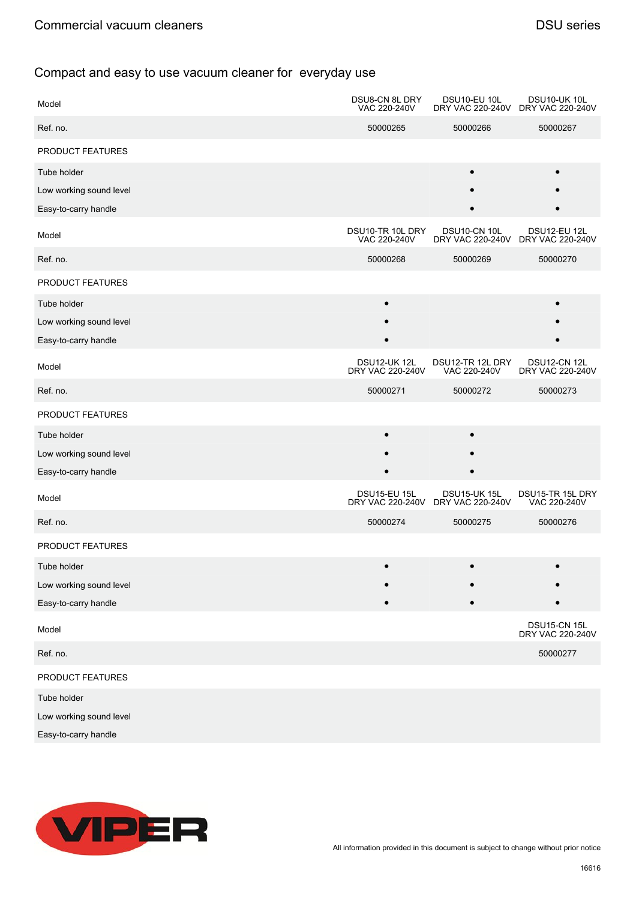Commercial vacuum cleaners

DSU series

## Compact and easy to use vacuum cleaner for everyday use

| Model | DSU8-CN 8L DRY VAC 220-240V | DSU10-EU 10L DRY VAC 220-240V | DSU10-UK 10L DRY VAC 220-240V |
|---|---|---|---|
| Ref. no. | 50000265 | 50000266 | 50000267 |
| PRODUCT FEATURES | | | |
| Tube holder | | • | • |
| Low working sound level | | • | • |
| Easy-to-carry handle | | • | • |

| Model | DSU10-TR 10L DRY VAC 220-240V | DSU10-CN 10L DRY VAC 220-240V | DSU12-EU 12L DRY VAC 220-240V |
|---|---|---|---|
| Ref. no. | 50000268 | 50000269 | 50000270 |
| PRODUCT FEATURES | | | |
| Tube holder | • | | • |
| Low working sound level | • | | • |
| Easy-to-carry handle | • | | • |

| Model | DSU12-UK 12L DRY VAC 220-240V | DSU12-TR 12L DRY VAC 220-240V | DSU12-CN 12L DRY VAC 220-240V |
|---|---|---|---|
| Ref. no. | 50000271 | 50000272 | 50000273 |
| PRODUCT FEATURES | | | |
| Tube holder | • | • | |
| Low working sound level | • | • | |
| Easy-to-carry handle | • | • | |

| Model | DSU15-EU 15L DRY VAC 220-240V | DSU15-UK 15L DRY VAC 220-240V | DSU15-TR 15L DRY VAC 220-240V |
|---|---|---|---|
| Ref. no. | 50000274 | 50000275 | 50000276 |
| PRODUCT FEATURES | | | |
| Tube holder | • | • | • |
| Low working sound level | • | • | • |
| Easy-to-carry handle | • | • | • |

| Model | | | DSU15-CN 15L DRY VAC 220-240V |
|---|---|---|---|
| Ref. no. | | | 50000277 |
| PRODUCT FEATURES | | | |
| Tube holder | | | |
| Low working sound level | | | |
| Easy-to-carry handle | | | |

VIPER

All information provided in this document is subject to change without prior notice

16616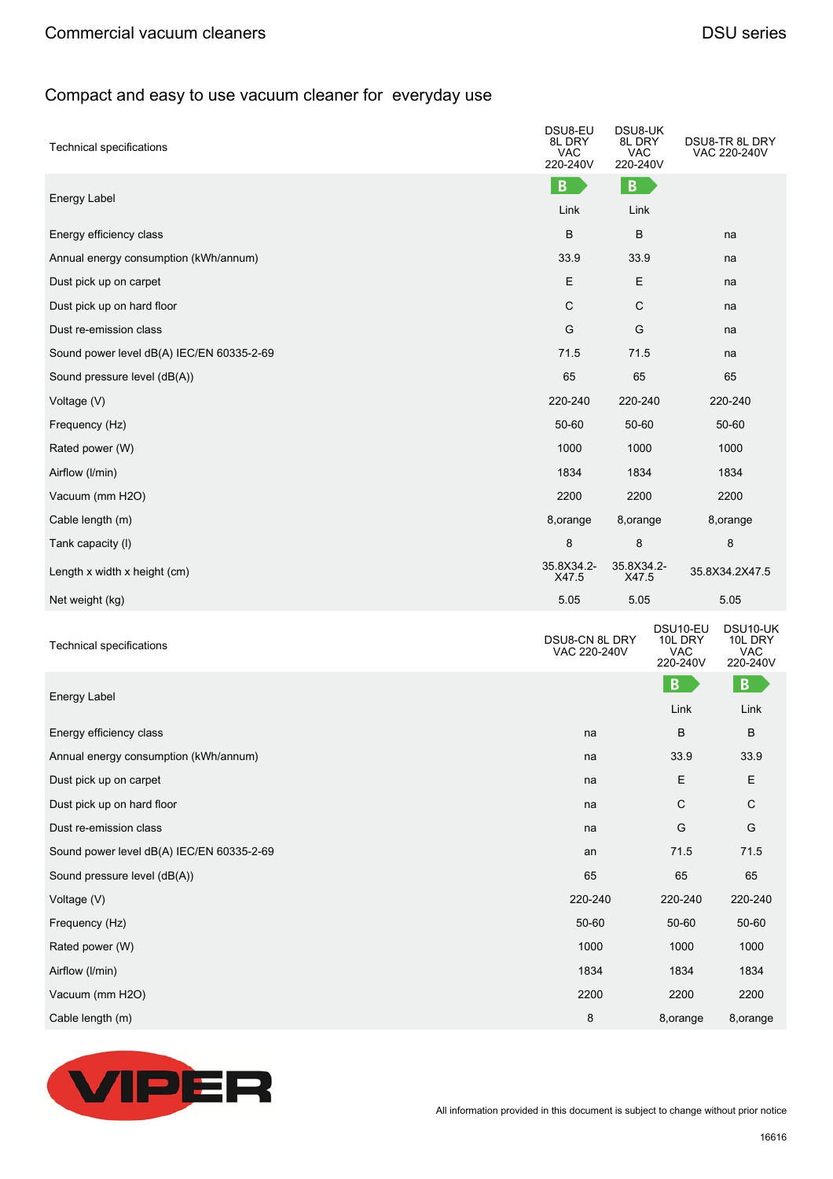## Compact and easy to use vacuum cleaner for everyday use

| Technical specifications | DSU8-EU 8L DRY VAC 220-240V | DSU8-UK 8L DRY VAC 220-240V | DSU8-TR 8L DRY VAC 220-240V |
|---|---|---|---|
| Energy Label | B Link | B Link | |
| Energy efficiency class | B | B | na |
| Annual energy consumption (kWh/annum) | 33.9 | 33.9 | na |
| Dust pick up on carpet | E | E | na |
| Dust pick up on hard floor | C | C | na |
| Dust re-emission class | G | G | na |
| Sound power level dB(A) IEC/EN 60335-2-69 | 71.5 | 71.5 | na |
| Sound pressure level (dB(A)) | 65 | 65 | 65 |
| Voltage (V) | 220-240 | 220-240 | 220-240 |
| Frequency (Hz) | 50-60 | 50-60 | 50-60 |
| Rated power (W) | 1000 | 1000 | 1000 |
| Airflow (l/min) | 1834 | 1834 | 1834 |
| Vacuum (mm H2O) | 2200 | 2200 | 2200 |
| Cable length (m) | 8,orange | 8,orange | 8,orange |
| Tank capacity (l) | 8 | 8 | 8 |
| Length x width x height (cm) | 35.8X34.2-X47.5 | 35.8X34.2-X47.5 | 35.8X34.2X47.5 |
| Net weight (kg) | 5.05 | 5.05 | 5.05 |

| Technical specifications | DSU8-CN 8L DRY VAC 220-240V | DSU10-EU 10L DRY VAC 220-240V | DSU10-UK 10L DRY VAC 220-240V |
|---|---|---|---|
| Energy Label | | B Link | B Link |
| Energy efficiency class | na | B | B |
| Annual energy consumption (kWh/annum) | na | 33.9 | 33.9 |
| Dust pick up on carpet | na | E | E |
| Dust pick up on hard floor | na | C | C |
| Dust re-emission class | na | G | G |
| Sound power level dB(A) IEC/EN 60335-2-69 | an | 71.5 | 71.5 |
| Sound pressure level (dB(A)) | 65 | 65 | 65 |
| Voltage (V) | 220-240 | 220-240 | 220-240 |
| Frequency (Hz) | 50-60 | 50-60 | 50-60 |
| Rated power (W) | 1000 | 1000 | 1000 |
| Airflow (l/min) | 1834 | 1834 | 1834 |
| Vacuum (mm H2O) | 2200 | 2200 | 2200 |
| Cable length (m) | 8 | 8,orange | 8,orange |

All information provided in this document is subject to change without prior notice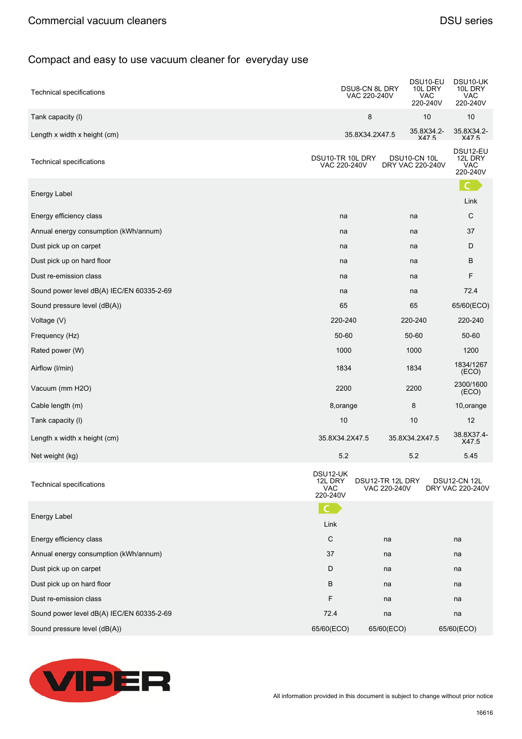## Compact and easy to use vacuum cleaner for everyday use

| Technical specifications | DSU8-CN 8L DRY VAC 220-240V | DSU10-EU 10L DRY VAC 220-240V | DSU10-UK 10L DRY VAC 220-240V |
|---|---|---|---|
| Tank capacity (l) | 8 | 10 | 10 |
| Length x width x height (cm) | 35.8X34.2X47.5 | 35.8X34.2-X47.5 | 35.8X34.2-X47.5 |

| Technical specifications | DSU10-TR 10L DRY VAC 220-240V | DSU10-CN 10L DRY VAC 220-240V | DSU12-EU 12L DRY VAC 220-240V |
|---|---|---|---|
| Energy Label | | | C Link |
| Energy efficiency class | na | na | C |
| Annual energy consumption (kWh/annum) | na | na | 37 |
| Dust pick up on carpet | na | na | D |
| Dust pick up on hard floor | na | na | B |
| Dust re-emission class | na | na | F |
| Sound power level dB(A) IEC/EN 60335-2-69 | na | na | 72.4 |
| Sound pressure level (dB(A)) | 65 | 65 | 65/60(ECO) |
| Voltage (V) | 220-240 | 220-240 | 220-240 |
| Frequency (Hz) | 50-60 | 50-60 | 50-60 |
| Rated power (W) | 1000 | 1000 | 1200 |
| Airflow (l/min) | 1834 | 1834 | 1834/1267 (ECO) |
| Vacuum (mm H2O) | 2200 | 2200 | 2300/1600 (ECO) |
| Cable length (m) | 8,orange | 8 | 10,orange |
| Tank capacity (l) | 10 | 10 | 12 |
| Length x width x height (cm) | 35.8X34.2X47.5 | 35.8X34.2X47.5 | 38.8X37.4-X47.5 |
| Net weight (kg) | 5.2 | 5.2 | 5.45 |

| Technical specifications | DSU12-UK 12L DRY VAC 220-240V | DSU12-TR 12L DRY VAC 220-240V | DSU12-CN 12L DRY VAC 220-240V |
|---|---|---|---|
| Energy Label | C Link | | |
| Energy efficiency class | C | na | na |
| Annual energy consumption (kWh/annum) | 37 | na | na |
| Dust pick up on carpet | D | na | na |
| Dust pick up on hard floor | B | na | na |
| Dust re-emission class | F | na | na |
| Sound power level dB(A) IEC/EN 60335-2-69 | 72.4 | na | na |
| Sound pressure level (dB(A)) | 65/60(ECO) | 65/60(ECO) | 65/60(ECO) |

All information provided in this document is subject to change without prior notice

16616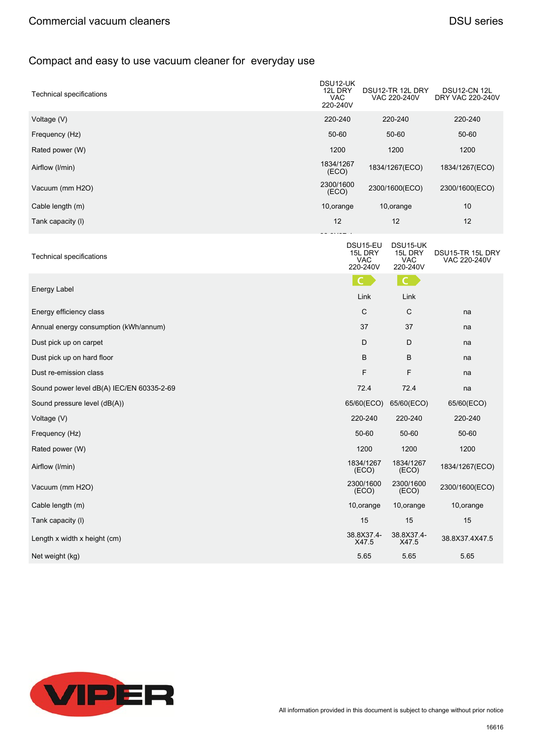Compact and easy to use vacuum cleaner for everyday use

| Technical specifications | DSU12-UK 12L DRY VAC 220-240V | DSU12-TR 12L DRY VAC 220-240V | DSU12-CN 12L DRY VAC 220-240V |
|---|---|---|---|
| Voltage (V) | 220-240 | 220-240 | 220-240 |
| Frequency (Hz) | 50-60 | 50-60 | 50-60 |
| Rated power (W) | 1200 | 1200 | 1200 |
| Airflow (l/min) | 1834/1267 (ECO) | 1834/1267(ECO) | 1834/1267(ECO) |
| Vacuum (mm H2O) | 2300/1600 (ECO) | 2300/1600(ECO) | 2300/1600(ECO) |
| Cable length (m) | 10,orange | 10,orange | 10 |
| Tank capacity (l) | 12 | 12 | 12 |

| Technical specifications | DSU15-EU 15L DRY VAC 220-240V | DSU15-UK 15L DRY VAC 220-240V | DSU15-TR 15L DRY VAC 220-240V |
|---|---|---|---|
| Energy Label | C Link | C Link | |
| Energy efficiency class | C | C | na |
| Annual energy consumption (kWh/annum) | 37 | 37 | na |
| Dust pick up on carpet | D | D | na |
| Dust pick up on hard floor | B | B | na |
| Dust re-emission class | F | F | na |
| Sound power level dB(A) IEC/EN 60335-2-69 | 72.4 | 72.4 | na |
| Sound pressure level (dB(A)) | 65/60(ECO) | 65/60(ECO) | 65/60(ECO) |
| Voltage (V) | 220-240 | 220-240 | 220-240 |
| Frequency (Hz) | 50-60 | 50-60 | 50-60 |
| Rated power (W) | 1200 | 1200 | 1200 |
| Airflow (l/min) | 1834/1267 (ECO) | 1834/1267 (ECO) | 1834/1267(ECO) |
| Vacuum (mm H2O) | 2300/1600 (ECO) | 2300/1600 (ECO) | 2300/1600(ECO) |
| Cable length (m) | 10,orange | 10,orange | 10,orange |
| Tank capacity (l) | 15 | 15 | 15 |
| Length x width x height (cm) | 38.8X37.4-X47.5 | 38.8X37.4-X47.5 | 38.8X37.4X47.5 |
| Net weight (kg) | 5.65 | 5.65 | 5.65 |

All information provided in this document is subject to change without prior notice

16616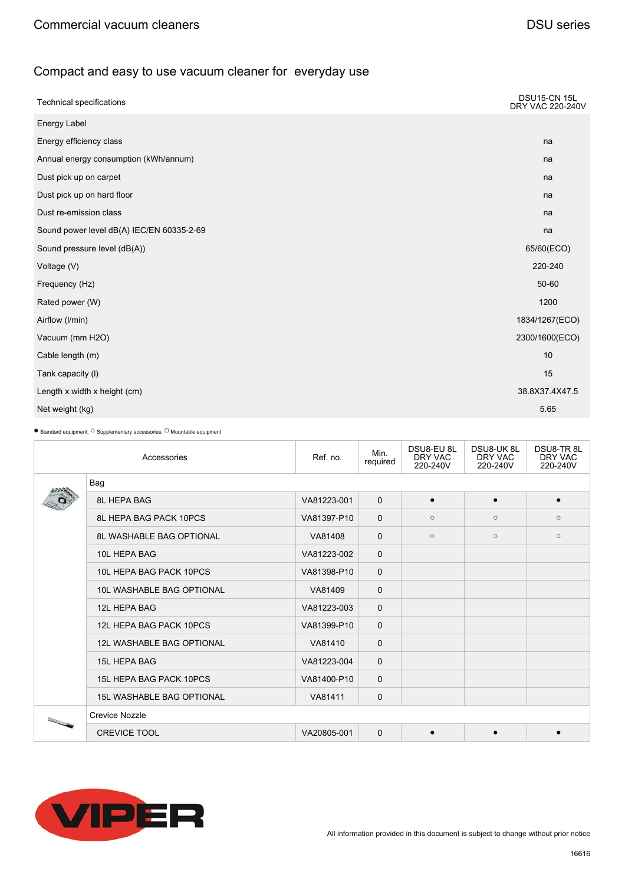Commercial vacuum cleaners

DSU series

## Compact and easy to use vacuum cleaner for everyday use

| Technical specifications | DSU15-CN 15L DRY VAC 220-240V |
|---|---|
| Energy Label | |
| Energy efficiency class | na |
| Annual energy consumption (kWh/annum) | na |
| Dust pick up on carpet | na |
| Dust pick up on hard floor | na |
| Dust re-emission class | na |
| Sound power level dB(A) IEC/EN 60335-2-69 | na |
| Sound pressure level (dB(A)) | 65/60(ECO) |
| Voltage (V) | 220-240 |
| Frequency (Hz) | 50-60 |
| Rated power (W) | 1200 |
| Airflow (l/min) | 1834/1267(ECO) |
| Vacuum (mm H2O) | 2300/1600(ECO) |
| Cable length (m) | 10 |
| Tank capacity (l) | 15 |
| Length x width x height (cm) | 38.8X37.4X47.5 |
| Net weight (kg) | 5.65 |

● Standard equipment, ○ Supplementary accessories, ☐ Mountable equipment

| Accessories | Ref. no. | Min. required | DSU8-EU 8L DRY VAC 220-240V | DSU8-UK 8L DRY VAC 220-240V | DSU8-TR 8L DRY VAC 220-240V |
|---|---|---|---|---|---|
| **Bag** | | | | | |
| 8L HEPA BAG | VA81223-001 | 0 | ● | ● | ● |
| 8L HEPA BAG PACK 10PCS | VA81397-P10 | 0 | ○ | ○ | ○ |
| 8L WASHABLE BAG OPTIONAL | VA81408 | 0 | ○ | ○ | ○ |
| 10L HEPA BAG | VA81223-002 | 0 | | | |
| 10L HEPA BAG PACK 10PCS | VA81398-P10 | 0 | | | |
| 10L WASHABLE BAG OPTIONAL | VA81409 | 0 | | | |
| 12L HEPA BAG | VA81223-003 | 0 | | | |
| 12L HEPA BAG PACK 10PCS | VA81399-P10 | 0 | | | |
| 12L WASHABLE BAG OPTIONAL | VA81410 | 0 | | | |
| 15L HEPA BAG | VA81223-004 | 0 | | | |
| 15L HEPA BAG PACK 10PCS | VA81400-P10 | 0 | | | |
| 15L WASHABLE BAG OPTIONAL | VA81411 | 0 | | | |
| **Crevice Nozzle** | | | | | |
| CREVICE TOOL | VA20805-001 | 0 | ● | ● | ● |

All information provided in this document is subject to change without prior notice

16616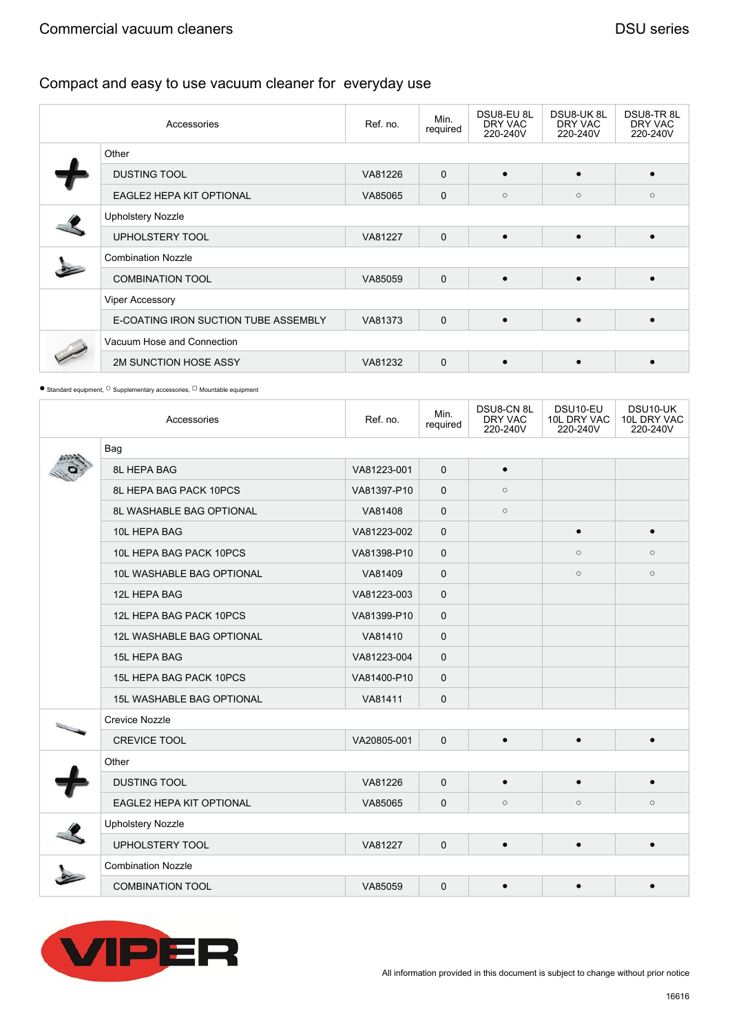## Compact and easy to use vacuum cleaner for everyday use

| Accessories | Ref. no. | Min. required | DSU8-EU 8L DRY VAC 220-240V | DSU8-UK 8L DRY VAC 220-240V | DSU8-TR 8L DRY VAC 220-240V |
|---|---|---|---|---|---|
| **Other** | | | | | |
| DUSTING TOOL | VA81226 | 0 | ● | ● | ● |
| EAGLE2 HEPA KIT OPTIONAL | VA85065 | 0 | ○ | ○ | ○ |
| **Upholstery Nozzle** | | | | | |
| UPHOLSTERY TOOL | VA81227 | 0 | ● | ● | ● |
| **Combination Nozzle** | | | | | |
| COMBINATION TOOL | VA85059 | 0 | ● | ● | ● |
| **Viper Accessory** | | | | | |
| E-COATING IRON SUCTION TUBE ASSEMBLY | VA81373 | 0 | ● | ● | ● |
| **Vacuum Hose and Connection** | | | | | |
| 2M SUNCTION HOSE ASSY | VA81232 | 0 | ● | ● | ● |

● Standard equipment, ○ Supplementary accessories, ☐ Mountable equipment

| Accessories | Ref. no. | Min. required | DSU8-CN 8L DRY VAC 220-240V | DSU10-EU 10L DRY VAC 220-240V | DSU10-UK 10L DRY VAC 220-240V |
|---|---|---|---|---|---|
| **Bag** | | | | | |
| 8L HEPA BAG | VA81223-001 | 0 | ● | | |
| 8L HEPA BAG PACK 10PCS | VA81397-P10 | 0 | ○ | | |
| 8L WASHABLE BAG OPTIONAL | VA81408 | 0 | ○ | | |
| 10L HEPA BAG | VA81223-002 | 0 | | ● | ● |
| 10L HEPA BAG PACK 10PCS | VA81398-P10 | 0 | | ○ | ○ |
| 10L WASHABLE BAG OPTIONAL | VA81409 | 0 | | ○ | ○ |
| 12L HEPA BAG | VA81223-003 | 0 | | | |
| 12L HEPA BAG PACK 10PCS | VA81399-P10 | 0 | | | |
| 12L WASHABLE BAG OPTIONAL | VA81410 | 0 | | | |
| 15L HEPA BAG | VA81223-004 | 0 | | | |
| 15L HEPA BAG PACK 10PCS | VA81400-P10 | 0 | | | |
| 15L WASHABLE BAG OPTIONAL | VA81411 | 0 | | | |
| **Crevice Nozzle** | | | | | |
| CREVICE TOOL | VA20805-001 | 0 | ● | ● | ● |
| **Other** | | | | | |
| DUSTING TOOL | VA81226 | 0 | ● | ● | ● |
| EAGLE2 HEPA KIT OPTIONAL | VA85065 | 0 | ○ | ○ | ○ |
| **Upholstery Nozzle** | | | | | |
| UPHOLSTERY TOOL | VA81227 | 0 | ● | ● | ● |
| **Combination Nozzle** | | | | | |
| COMBINATION TOOL | VA85059 | 0 | ● | ● | ● |

All information provided in this document is subject to change without prior notice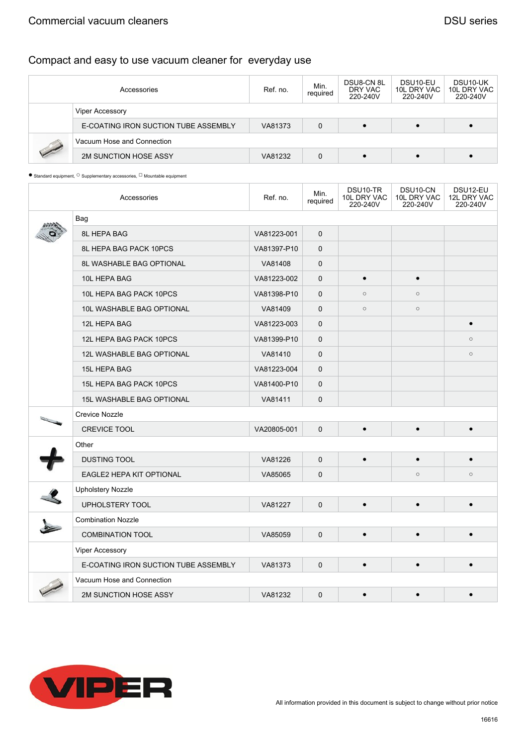## Compact and easy to use vacuum cleaner for everyday use

| Accessories | Ref. no. | Min. required | DSU8-CN 8L DRY VAC 220-240V | DSU10-EU 10L DRY VAC 220-240V | DSU10-UK 10L DRY VAC 220-240V |
|---|---|---|---|---|---|
| **Viper Accessory** | | | | | |
| E-COATING IRON SUCTION TUBE ASSEMBLY | VA81373 | 0 | ● | ● | ● |
| **Vacuum Hose and Connection** | | | | | |
| 2M SUNCTION HOSE ASSY | VA81232 | 0 | ● | ● | ● |

● Standard equipment, ○ Supplementary accessories, □ Mountable equipment

| Accessories | Ref. no. | Min. required | DSU10-TR 10L DRY VAC 220-240V | DSU10-CN 10L DRY VAC 220-240V | DSU12-EU 12L DRY VAC 220-240V |
|---|---|---|---|---|---|
| **Bag** | | | | | |
| 8L HEPA BAG | VA81223-001 | 0 | | | |
| 8L HEPA BAG PACK 10PCS | VA81397-P10 | 0 | | | |
| 8L WASHABLE BAG OPTIONAL | VA81408 | 0 | | | |
| 10L HEPA BAG | VA81223-002 | 0 | ● | ● | |
| 10L HEPA BAG PACK 10PCS | VA81398-P10 | 0 | ○ | ○ | |
| 10L WASHABLE BAG OPTIONAL | VA81409 | 0 | ○ | ○ | |
| 12L HEPA BAG | VA81223-003 | 0 | | | ● |
| 12L HEPA BAG PACK 10PCS | VA81399-P10 | 0 | | | ○ |
| 12L WASHABLE BAG OPTIONAL | VA81410 | 0 | | | ○ |
| 15L HEPA BAG | VA81223-004 | 0 | | | |
| 15L HEPA BAG PACK 10PCS | VA81400-P10 | 0 | | | |
| 15L WASHABLE BAG OPTIONAL | VA81411 | 0 | | | |
| **Crevice Nozzle** | | | | | |
| CREVICE TOOL | VA20805-001 | 0 | ● | ● | ● |
| **Other** | | | | | |
| DUSTING TOOL | VA81226 | 0 | ● | ● | ● |
| EAGLE2 HEPA KIT OPTIONAL | VA85065 | 0 | | ○ | ○ |
| **Upholstery Nozzle** | | | | | |
| UPHOLSTERY TOOL | VA81227 | 0 | ● | ● | ● |
| **Combination Nozzle** | | | | | |
| COMBINATION TOOL | VA85059 | 0 | ● | ● | ● |
| **Viper Accessory** | | | | | |
| E-COATING IRON SUCTION TUBE ASSEMBLY | VA81373 | 0 | ● | ● | ● |
| **Vacuum Hose and Connection** | | | | | |
| 2M SUNCTION HOSE ASSY | VA81232 | 0 | ● | ● | ● |

All information provided in this document is subject to change without prior notice

16616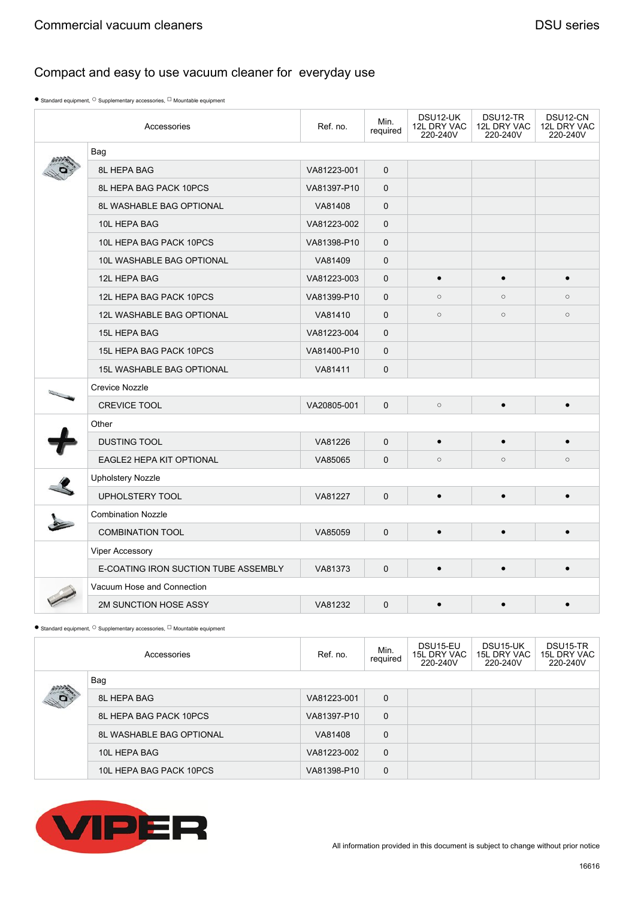Commercial vacuum cleaners

DSU series

## Compact and easy to use vacuum cleaner for everyday use

● Standard equipment, ○ Supplementary accessories, □ Mountable equipment

| Accessories | Ref. no. | Min. required | DSU12-UK 12L DRY VAC 220-240V | DSU12-TR 12L DRY VAC 220-240V | DSU12-CN 12L DRY VAC 220-240V |
|---|---|---|---|---|---|
| **Bag** | | | | | |
| 8L HEPA BAG | VA81223-001 | 0 | | | |
| 8L HEPA BAG PACK 10PCS | VA81397-P10 | 0 | | | |
| 8L WASHABLE BAG OPTIONAL | VA81408 | 0 | | | |
| 10L HEPA BAG | VA81223-002 | 0 | | | |
| 10L HEPA BAG PACK 10PCS | VA81398-P10 | 0 | | | |
| 10L WASHABLE BAG OPTIONAL | VA81409 | 0 | | | |
| 12L HEPA BAG | VA81223-003 | 0 | ● | ● | ● |
| 12L HEPA BAG PACK 10PCS | VA81399-P10 | 0 | ○ | ○ | ○ |
| 12L WASHABLE BAG OPTIONAL | VA81410 | 0 | ○ | ○ | ○ |
| 15L HEPA BAG | VA81223-004 | 0 | | | |
| 15L HEPA BAG PACK 10PCS | VA81400-P10 | 0 | | | |
| 15L WASHABLE BAG OPTIONAL | VA81411 | 0 | | | |
| **Crevice Nozzle** | | | | | |
| CREVICE TOOL | VA20805-001 | 0 | ○ | ● | ● |
| **Other** | | | | | |
| DUSTING TOOL | VA81226 | 0 | ● | ● | ● |
| EAGLE2 HEPA KIT OPTIONAL | VA85065 | 0 | ○ | ○ | ○ |
| **Upholstery Nozzle** | | | | | |
| UPHOLSTERY TOOL | VA81227 | 0 | ● | ● | ● |
| **Combination Nozzle** | | | | | |
| COMBINATION TOOL | VA85059 | 0 | ● | ● | ● |
| **Viper Accessory** | | | | | |
| E-COATING IRON SUCTION TUBE ASSEMBLY | VA81373 | 0 | ● | ● | ● |
| **Vacuum Hose and Connection** | | | | | |
| 2M SUNCTION HOSE ASSY | VA81232 | 0 | ● | ● | ● |

● Standard equipment, ○ Supplementary accessories, □ Mountable equipment

| Accessories | Ref. no. | Min. required | DSU15-EU 15L DRY VAC 220-240V | DSU15-UK 15L DRY VAC 220-240V | DSU15-TR 15L DRY VAC 220-240V |
|---|---|---|---|---|---|
| **Bag** | | | | | |
| 8L HEPA BAG | VA81223-001 | 0 | | | |
| 8L HEPA BAG PACK 10PCS | VA81397-P10 | 0 | | | |
| 8L WASHABLE BAG OPTIONAL | VA81408 | 0 | | | |
| 10L HEPA BAG | VA81223-002 | 0 | | | |
| 10L HEPA BAG PACK 10PCS | VA81398-P10 | 0 | | | |

VIPER

All information provided in this document is subject to change without prior notice

16616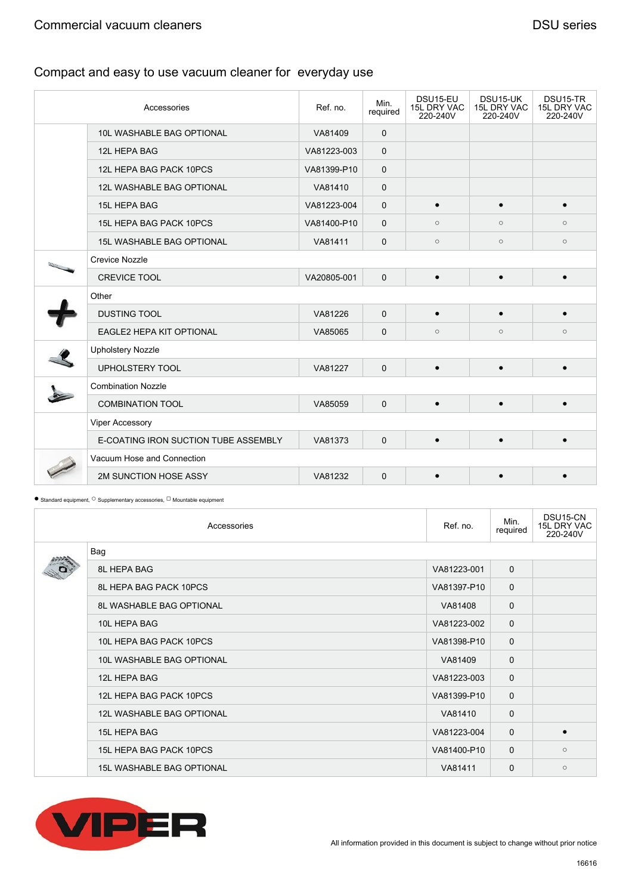Commercial vacuum cleaners

DSU series

## Compact and easy to use vacuum cleaner for everyday use

| Accessories | | Ref. no. | Min. required | DSU15-EU 15L DRY VAC 220-240V | DSU15-UK 15L DRY VAC 220-240V | DSU15-TR 15L DRY VAC 220-240V |
|---|---|---|---|---|---|---|
| | 10L WASHABLE BAG OPTIONAL | VA81409 | 0 | | | |
| | 12L HEPA BAG | VA81223-003 | 0 | | | |
| | 12L HEPA BAG PACK 10PCS | VA81399-P10 | 0 | | | |
| | 12L WASHABLE BAG OPTIONAL | VA81410 | 0 | | | |
| | 15L HEPA BAG | VA81223-004 | 0 | ● | ● | ● |
| | 15L HEPA BAG PACK 10PCS | VA81400-P10 | 0 | ○ | ○ | ○ |
| | 15L WASHABLE BAG OPTIONAL | VA81411 | 0 | ○ | ○ | ○ |
| | Crevice Nozzle | | | | | |
| | CREVICE TOOL | VA20805-001 | 0 | ● | ● | ● |
| | Other | | | | | |
| | DUSTING TOOL | VA81226 | 0 | ● | ● | ● |
| | EAGLE2 HEPA KIT OPTIONAL | VA85065 | 0 | ○ | ○ | ○ |
| | Upholstery Nozzle | | | | | |
| | UPHOLSTERY TOOL | VA81227 | 0 | ● | ● | ● |
| | Combination Nozzle | | | | | |
| | COMBINATION TOOL | VA85059 | 0 | ● | ● | ● |
| | Viper Accessory | | | | | |
| | E-COATING IRON SUCTION TUBE ASSEMBLY | VA81373 | 0 | ● | ● | ● |
| | Vacuum Hose and Connection | | | | | |
| | 2M SUNCTION HOSE ASSY | VA81232 | 0 | ● | ● | ● |

● Standard equipment, ○ Supplementary accessories, ☐ Mountable equipment

| Accessories | | Ref. no. | Min. required | DSU15-CN 15L DRY VAC 220-240V |
|---|---|---|---|---|
| | Bag | | | |
| | 8L HEPA BAG | VA81223-001 | 0 | |
| | 8L HEPA BAG PACK 10PCS | VA81397-P10 | 0 | |
| | 8L WASHABLE BAG OPTIONAL | VA81408 | 0 | |
| | 10L HEPA BAG | VA81223-002 | 0 | |
| | 10L HEPA BAG PACK 10PCS | VA81398-P10 | 0 | |
| | 10L WASHABLE BAG OPTIONAL | VA81409 | 0 | |
| | 12L HEPA BAG | VA81223-003 | 0 | |
| | 12L HEPA BAG PACK 10PCS | VA81399-P10 | 0 | |
| | 12L WASHABLE BAG OPTIONAL | VA81410 | 0 | |
| | 15L HEPA BAG | VA81223-004 | 0 | ● |
| | 15L HEPA BAG PACK 10PCS | VA81400-P10 | 0 | ○ |
| | 15L WASHABLE BAG OPTIONAL | VA81411 | 0 | ○ |

All information provided in this document is subject to change without prior notice

16616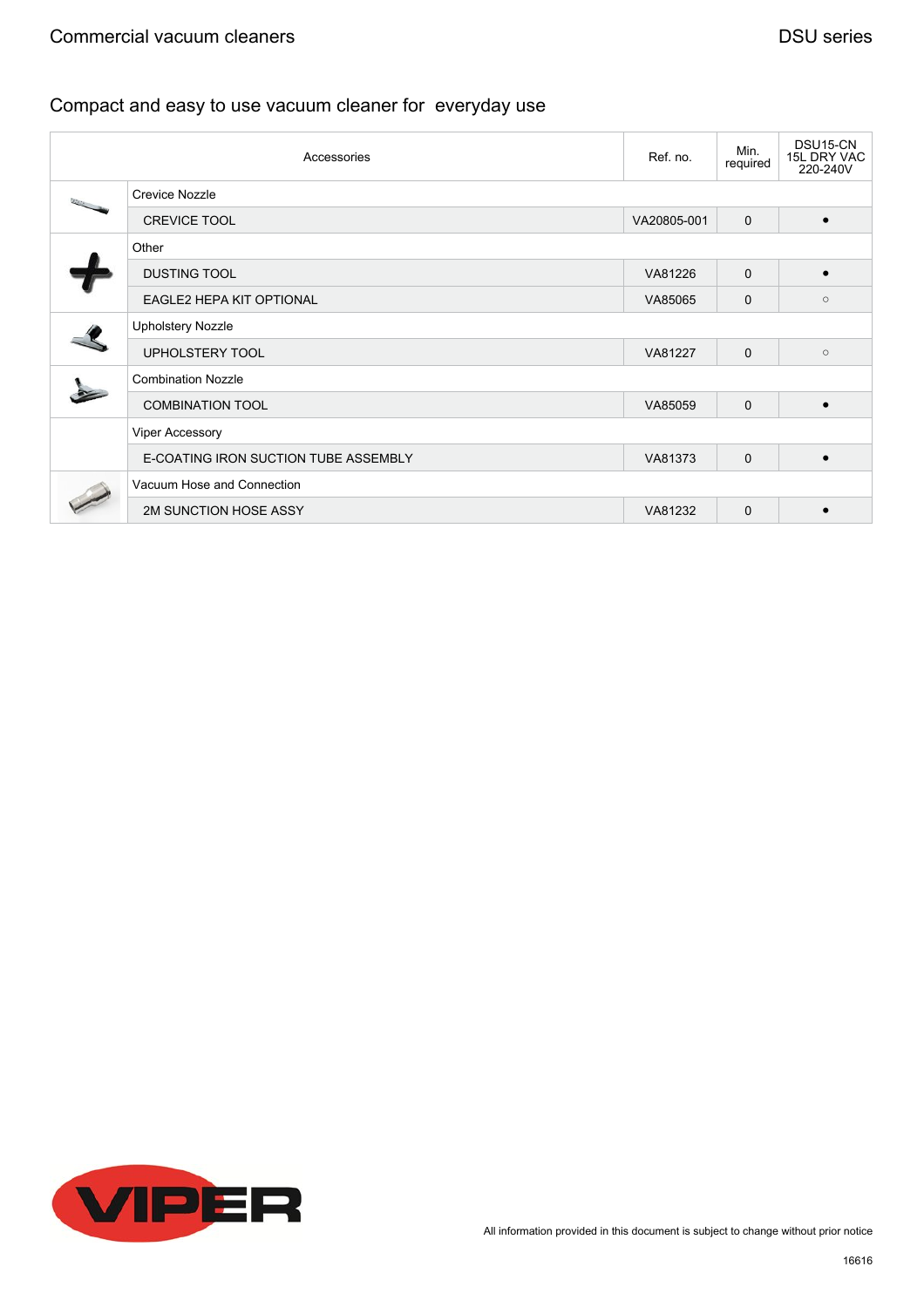## Compact and easy to use vacuum cleaner for everyday use

| Accessories | Ref. no. | Min. required | DSU15-CN 15L DRY VAC 220-240V |
|---|---|---|---|
| Crevice Nozzle | | | |
| CREVICE TOOL | VA20805-001 | 0 | • |
| Other | | | |
| DUSTING TOOL | VA81226 | 0 | • |
| EAGLE2 HEPA KIT OPTIONAL | VA85065 | 0 | ○ |
| Upholstery Nozzle | | | |
| UPHOLSTERY TOOL | VA81227 | 0 | ○ |
| Combination Nozzle | | | |
| COMBINATION TOOL | VA85059 | 0 | • |
| Viper Accessory | | | |
| E-COATING IRON SUCTION TUBE ASSEMBLY | VA81373 | 0 | • |
| Vacuum Hose and Connection | | | |
| 2M SUNCTION HOSE ASSY | VA81232 | 0 | • |

All information provided in this document is subject to change without prior notice

16616